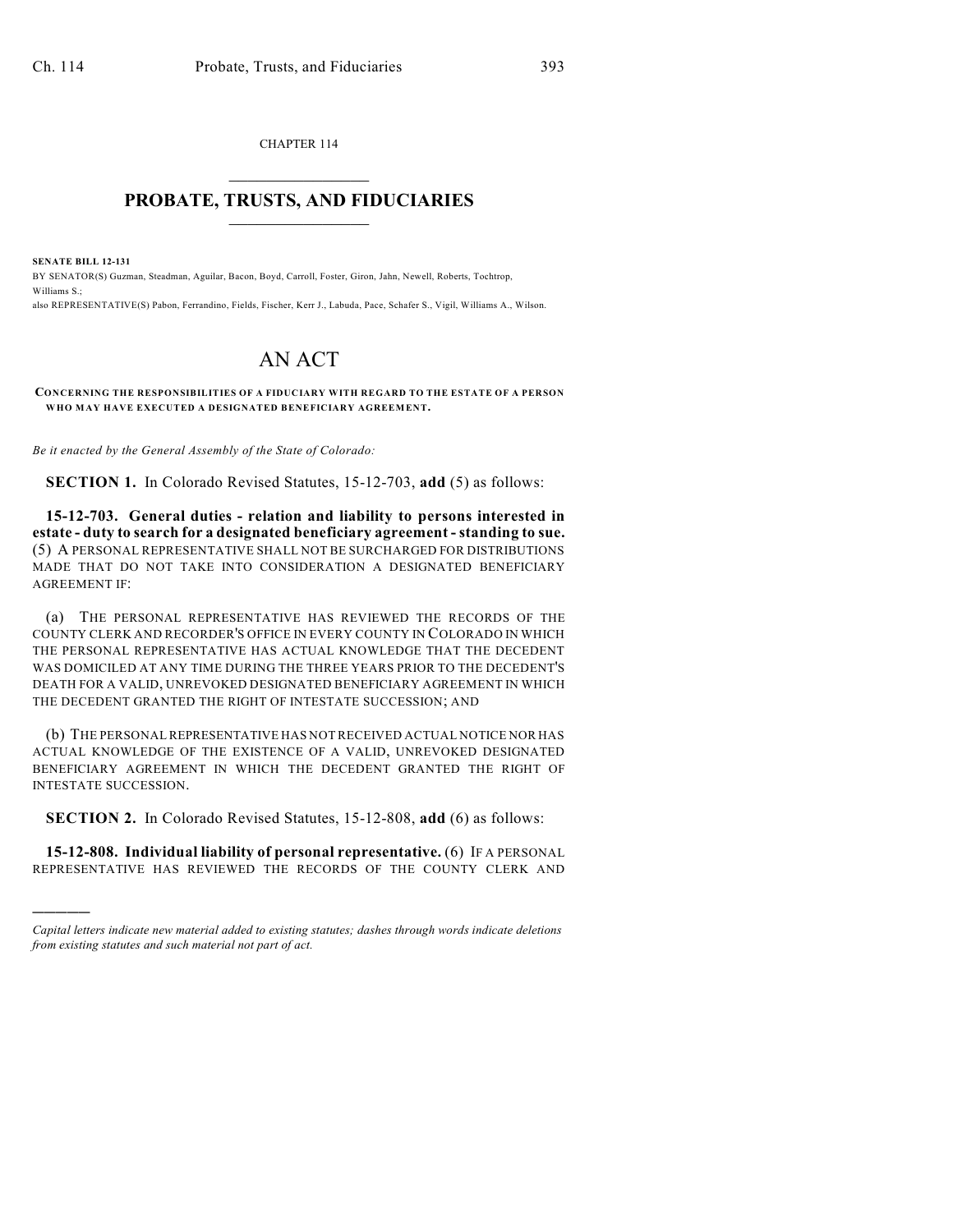CHAPTER 114

# PROBATE, TRUSTS, AND FIDUCIARIES

**SENATE BILL 12-131**

BY SENATOR(S) Guzman, Steadman, Aguilar, Bacon, Boyd, Carroll, Foster, Giron, Jahn, Newell, Roberts, Tochtrop, Williams S.;

also REPRESENTATIVE(S) Pabon, Ferrandino, Fields, Fischer, Kerr J., Labuda, Pace, Schafer S., Vigil, Williams A., Wilson.

# AN ACT

**CONCERNING THE RESPONSIBILITIES OF A FIDUCIARY WITH REGARD TO THE ESTATE OF A PERSON WHO MAY HAVE EXECUTED A DESIGNATED BENEFICIARY AGREEMENT.**

*Be it enacted by the General Assembly of the State of Colorado:*

**SECTION 1.** In Colorado Revised Statutes, 15-12-703, **add** (5) as follows:

**15-12-703. General duties - relation and liability to persons interested in estate - duty to search for a designated beneficiary agreement - standing to sue.** (5) A PERSONAL REPRESENTATIVE SHALL NOT BE SURCHARGED FOR DISTRIBUTIONS MADE THAT DO NOT TAKE INTO CONSIDERATION A DESIGNATED BENEFICIARY AGREEMENT IF:

(a) THE PERSONAL REPRESENTATIVE HAS REVIEWED THE RECORDS OF THE COUNTY CLERK AND RECORDER'S OFFICE IN EVERY COUNTY IN COLORADO IN WHICH THE PERSONAL REPRESENTATIVE HAS ACTUAL KNOWLEDGE THAT THE DECEDENT WAS DOMICILED AT ANY TIME DURING THE THREE YEARS PRIOR TO THE DECEDENT'S DEATH FOR A VALID, UNREVOKED DESIGNATED BENEFICIARY AGREEMENT IN WHICH THE DECEDENT GRANTED THE RIGHT OF INTESTATE SUCCESSION; AND

(b) THE PERSONAL REPRESENTATIVE HAS NOT RECEIVED ACTUAL NOTICE NOR HAS ACTUAL KNOWLEDGE OF THE EXISTENCE OF A VALID, UNREVOKED DESIGNATED BENEFICIARY AGREEMENT IN WHICH THE DECEDENT GRANTED THE RIGHT OF INTESTATE SUCCESSION.

**SECTION 2.** In Colorado Revised Statutes, 15-12-808, **add** (6) as follows:

**15-12-808. Individual liability of personal representative.** (6) IF A PERSONAL REPRESENTATIVE HAS REVIEWED THE RECORDS OF THE COUNTY CLERK AND

*Capital letters indicate new material added to existing statutes; dashes through words indicate deletions from existing statutes and such material not part of act.*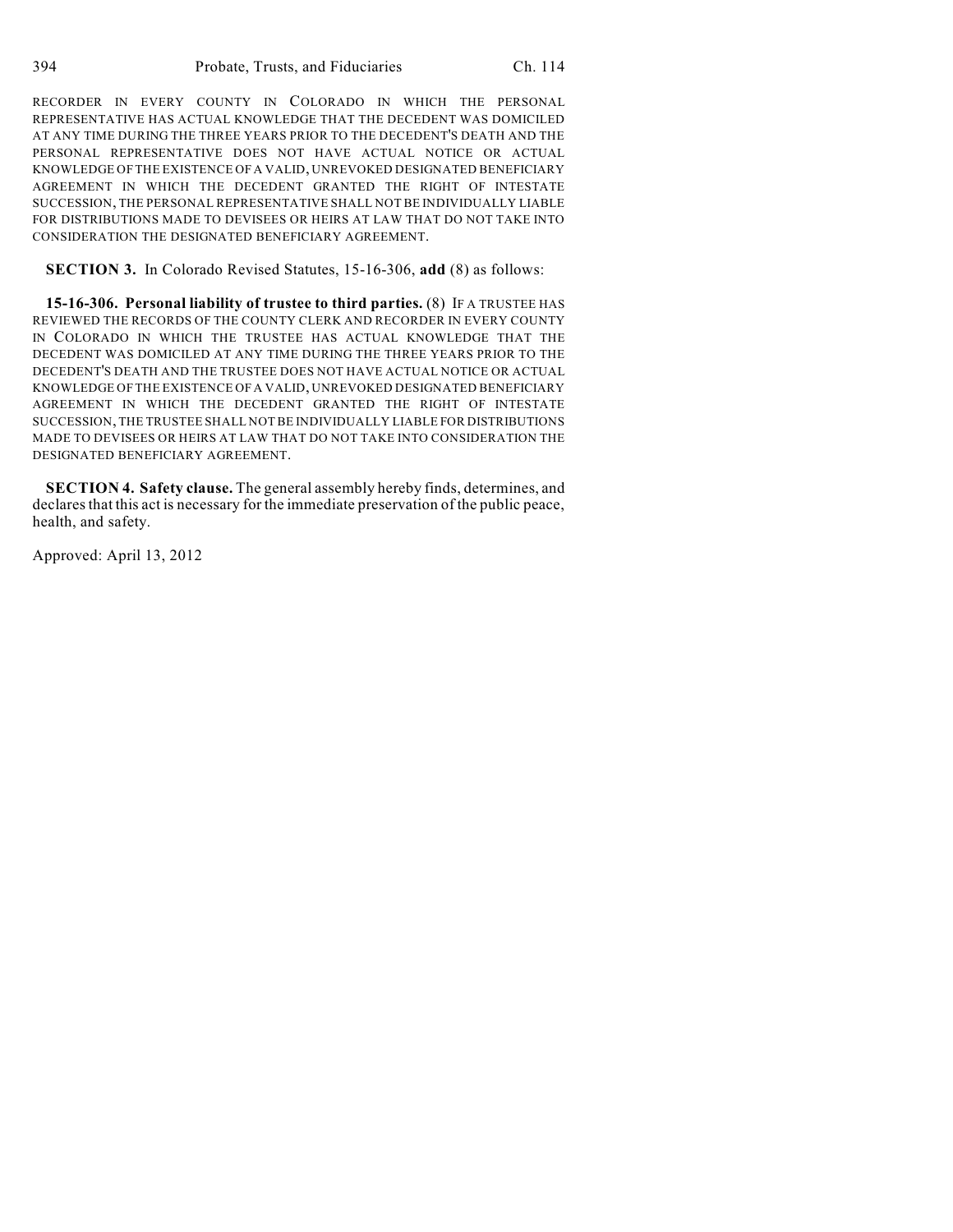RECORDER IN EVERY COUNTY IN COLORADO IN WHICH THE PERSONAL REPRESENTATIVE HAS ACTUAL KNOWLEDGE THAT THE DECEDENT WAS DOMICILED AT ANY TIME DURING THE THREE YEARS PRIOR TO THE DECEDENT'S DEATH AND THE PERSONAL REPRESENTATIVE DOES NOT HAVE ACTUAL NOTICE OR ACTUAL KNOWLEDGE OF THE EXISTENCE OF A VALID, UNREVOKED DESIGNATED BENEFICIARY AGREEMENT IN WHICH THE DECEDENT GRANTED THE RIGHT OF INTESTATE SUCCESSION, THE PERSONAL REPRESENTATIVE SHALL NOT BE INDIVIDUALLY LIABLE FOR DISTRIBUTIONS MADE TO DEVISEES OR HEIRS AT LAW THAT DO NOT TAKE INTO CONSIDERATION THE DESIGNATED BENEFICIARY AGREEMENT.

**SECTION 3.** In Colorado Revised Statutes, 15-16-306, **add** (8) as follows:

**15-16-306. Personal liability of trustee to third parties.** (8) IF A TRUSTEE HAS REVIEWED THE RECORDS OF THE COUNTY CLERK AND RECORDER IN EVERY COUNTY IN COLORADO IN WHICH THE TRUSTEE HAS ACTUAL KNOWLEDGE THAT THE DECEDENT WAS DOMICILED AT ANY TIME DURING THE THREE YEARS PRIOR TO THE DECEDENT'S DEATH AND THE TRUSTEE DOES NOT HAVE ACTUAL NOTICE OR ACTUAL KNOWLEDGE OF THE EXISTENCE OF A VALID, UNREVOKED DESIGNATED BENEFICIARY AGREEMENT IN WHICH THE DECEDENT GRANTED THE RIGHT OF INTESTATE SUCCESSION, THE TRUSTEE SHALL NOT BE INDIVIDUALLY LIABLE FOR DISTRIBUTIONS MADE TO DEVISEES OR HEIRS AT LAW THAT DO NOT TAKE INTO CONSIDERATION THE DESIGNATED BENEFICIARY AGREEMENT.

**SECTION 4. Safety clause.** The general assembly hereby finds, determines, and declares that this act is necessary for the immediate preservation of the public peace, health, and safety.

Approved: April 13, 2012